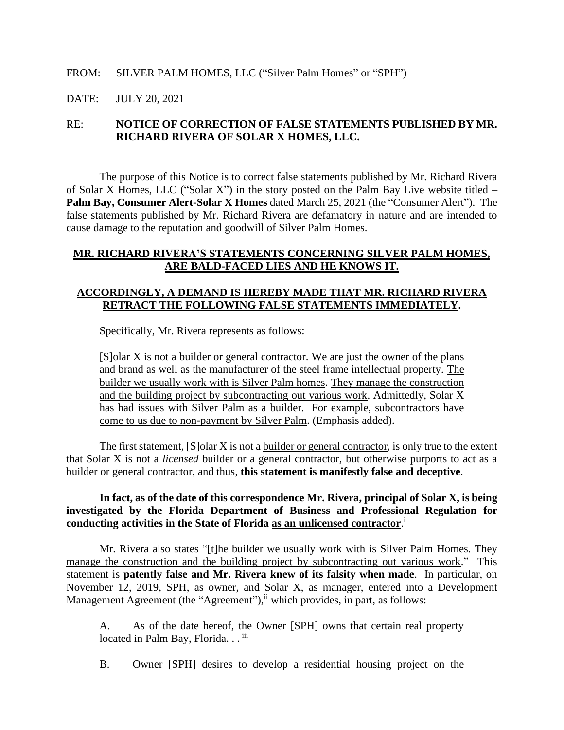FROM: SILVER PALM HOMES, LLC ("Silver Palm Homes" or "SPH")

DATE: JULY 20, 2021

RE: **NOTICE OF CORRECTION OF FALSE STATEMENTS PUBLISHED BY MR. RICHARD RIVERA OF SOLAR X HOMES, LLC.**

---

The purpose of this Notice is to correct false statements published by Mr. Richard Rivera of Solar X Homes, LLC ("Solar X") in the story posted on the Palm Bay Live website titled – **Palm Bay, Consumer Alert-Solar X Homes** dated March 25, 2021 (the "Consumer Alert"). The false statements published by Mr. Richard Rivera are defamatory in nature and are intended to cause damage to the reputation and goodwill of Silver Palm Homes.

**MR. RICHARD RIVERA'S STATEMENTS CONCERNING SILVER PALM HOMES, ARE BALD-FACED LIES AND HE KNOWS IT.**

**ACCORDINGLY, A DEMAND IS HEREBY MADE THAT MR. RICHARD RIVERA RETRACT THE FOLLOWING FALSE STATEMENTS IMMEDIATELY.**

Specifically, Mr. Rivera represents as follows:

> [S]olar X is not a builder or general contractor. We are just the owner of the plans and brand as well as the manufacturer of the steel frame intellectual property. The builder we usually work with is Silver Palm homes. They manage the construction and the building project by subcontracting out various work. Admittedly, Solar X has had issues with Silver Palm as a builder. For example, subcontractors have come to us due to non-payment by Silver Palm. (Emphasis added).

The first statement, [S]olar X is not a builder or general contractor, is only true to the extent that Solar X is not a *licensed* builder or a general contractor, but otherwise purports to act as a builder or general contractor, and thus, **this statement is manifestly false and deceptive**.

**In fact, as of the date of this correspondence Mr. Rivera, principal of Solar X, is being investigated by the Florida Department of Business and Professional Regulation for conducting activities in the State of Florida as an unlicensed contractor**.[i]

Mr. Rivera also states "[t]he builder we usually work with is Silver Palm Homes. They manage the construction and the building project by subcontracting out various work." This statement is **patently false and Mr. Rivera knew of its falsity when made**. In particular, on November 12, 2019, SPH, as owner, and Solar X, as manager, entered into a Development Management Agreement (the "Agreement"),[ii] which provides, in part, as follows:

> A. As of the date hereof, the Owner [SPH] owns that certain real property located in Palm Bay, Florida. . .[iii]
>
> B. Owner [SPH] desires to develop a residential housing project on the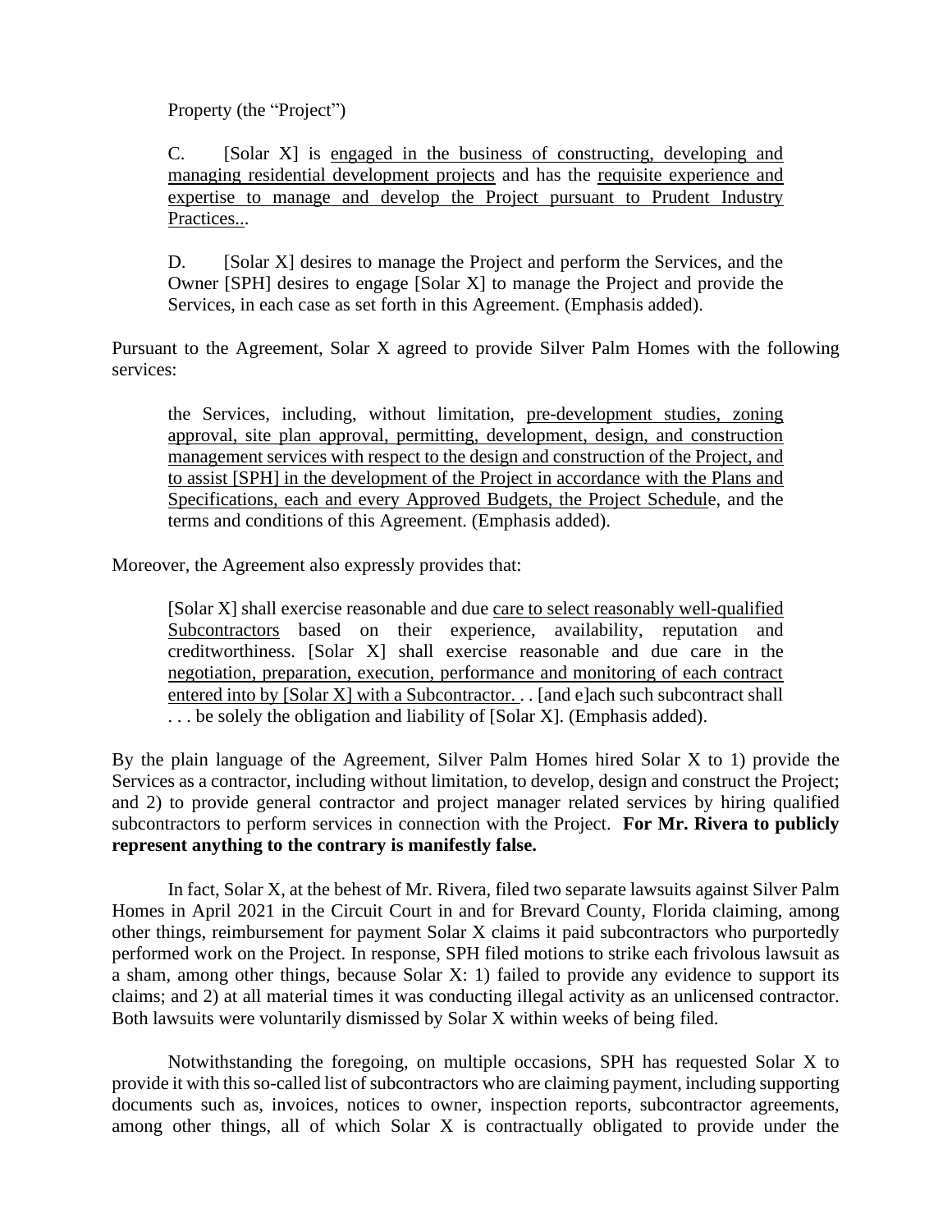Property (the "Project")

> C. [Solar X] is <u>engaged in the business of constructing, developing and managing residential development projects</u> and has the <u>requisite experience and expertise to manage and develop the Project pursuant to Prudent Industry Practices..</u>.
>
> D. [Solar X] desires to manage the Project and perform the Services, and the Owner [SPH] desires to engage [Solar X] to manage the Project and provide the Services, in each case as set forth in this Agreement. (Emphasis added).

Pursuant to the Agreement, Solar X agreed to provide Silver Palm Homes with the following services:

> the Services, including, without limitation, <u>pre-development studies, zoning approval, site plan approval, permitting, development, design, and construction management services with respect to the design and construction of the Project, and to assist [SPH] in the development of the Project in accordance with the Plans and Specifications, each and every Approved Budgets, the Project Schedul</u>e, and the terms and conditions of this Agreement. (Emphasis added).

Moreover, the Agreement also expressly provides that:

> [Solar X] shall exercise reasonable and due <u>care to select reasonably well-qualified Subcontractors</u> based on their experience, availability, reputation and creditworthiness. [Solar X] shall exercise reasonable and due care in the <u>negotiation, preparation, execution, performance and monitoring of each contract entered into by [Solar X] with a Subcontractor. </u>. . [and e]ach such subcontract shall . . . be solely the obligation and liability of [Solar X]. (Emphasis added).

By the plain language of the Agreement, Silver Palm Homes hired Solar X to 1) provide the Services as a contractor, including without limitation, to develop, design and construct the Project; and 2) to provide general contractor and project manager related services by hiring qualified subcontractors to perform services in connection with the Project. **For Mr. Rivera to publicly represent anything to the contrary is manifestly false.**

In fact, Solar X, at the behest of Mr. Rivera, filed two separate lawsuits against Silver Palm Homes in April 2021 in the Circuit Court in and for Brevard County, Florida claiming, among other things, reimbursement for payment Solar X claims it paid subcontractors who purportedly performed work on the Project. In response, SPH filed motions to strike each frivolous lawsuit as a sham, among other things, because Solar X: 1) failed to provide any evidence to support its claims; and 2) at all material times it was conducting illegal activity as an unlicensed contractor. Both lawsuits were voluntarily dismissed by Solar X within weeks of being filed.

Notwithstanding the foregoing, on multiple occasions, SPH has requested Solar X to provide it with this so-called list of subcontractors who are claiming payment, including supporting documents such as, invoices, notices to owner, inspection reports, subcontractor agreements, among other things, all of which Solar X is contractually obligated to provide under the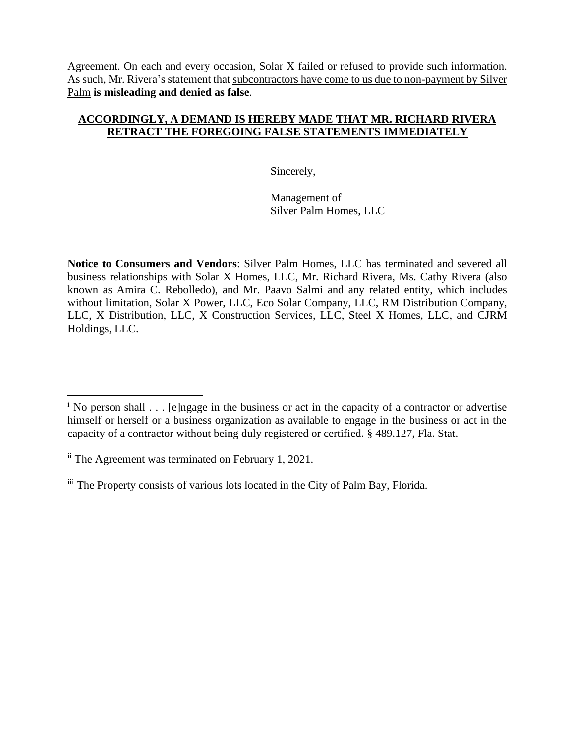Agreement. On each and every occasion, Solar X failed or refused to provide such information. As such, Mr. Rivera's statement that <u>subcontractors have come to us due to non-payment by Silver Palm</u> **is misleading and denied as false**.

**<u>ACCORDINGLY, A DEMAND IS HEREBY MADE THAT MR. RICHARD RIVERA RETRACT THE FOREGOING FALSE STATEMENTS IMMEDIATELY</u>**

Sincerely,

<u>Management of</u>
<u>Silver Palm Homes, LLC</u>

**Notice to Consumers and Vendors**: Silver Palm Homes, LLC has terminated and severed all business relationships with Solar X Homes, LLC, Mr. Richard Rivera, Ms. Cathy Rivera (also known as Amira C. Rebolledo), and Mr. Paavo Salmi and any related entity, which includes without limitation, Solar X Power, LLC, Eco Solar Company, LLC, RM Distribution Company, LLC, X Distribution, LLC, X Construction Services, LLC, Steel X Homes, LLC, and CJRM Holdings, LLC.

---

[i] No person shall . . . [e]ngage in the business or act in the capacity of a contractor or advertise himself or herself or a business organization as available to engage in the business or act in the capacity of a contractor without being duly registered or certified. § 489.127, Fla. Stat.

[ii] The Agreement was terminated on February 1, 2021.

[iii] The Property consists of various lots located in the City of Palm Bay, Florida.